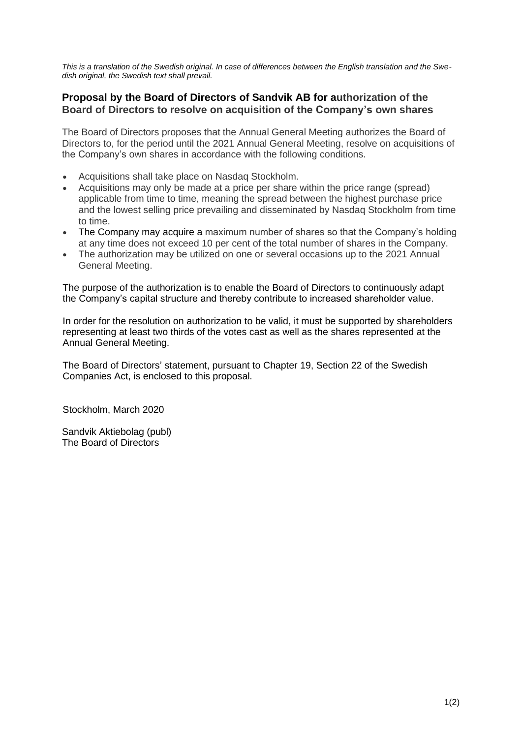*This is a translation of the Swedish original. In case of differences between the English translation and the Swedish original, the Swedish text shall prevail.*

## Proposal by the Board of Directors of Sandvik AB for authorization of the Board of Directors to resolve on acquisition of the Company's own shares

The Board of Directors proposes that the Annual General Meeting authorizes the Board of Directors to, for the period until the 2021 Annual General Meeting, resolve on acquisitions of the Company's own shares in accordance with the following conditions.

- Acquisitions shall take place on Nasdaq Stockholm.
- Acquisitions may only be made at a price per share within the price range (spread) applicable from time to time, meaning the spread between the highest purchase price and the lowest selling price prevailing and disseminated by Nasdaq Stockholm from time to time.
- The Company may acquire a maximum number of shares so that the Company's holding at any time does not exceed 10 per cent of the total number of shares in the Company.
- The authorization may be utilized on one or several occasions up to the 2021 Annual General Meeting.

The purpose of the authorization is to enable the Board of Directors to continuously adapt the Company's capital structure and thereby contribute to increased shareholder value.

In order for the resolution on authorization to be valid, it must be supported by shareholders representing at least two thirds of the votes cast as well as the shares represented at the Annual General Meeting.

The Board of Directors' statement, pursuant to Chapter 19, Section 22 of the Swedish Companies Act, is enclosed to this proposal.

Stockholm, March 2020

Sandvik Aktiebolag (publ)
The Board of Directors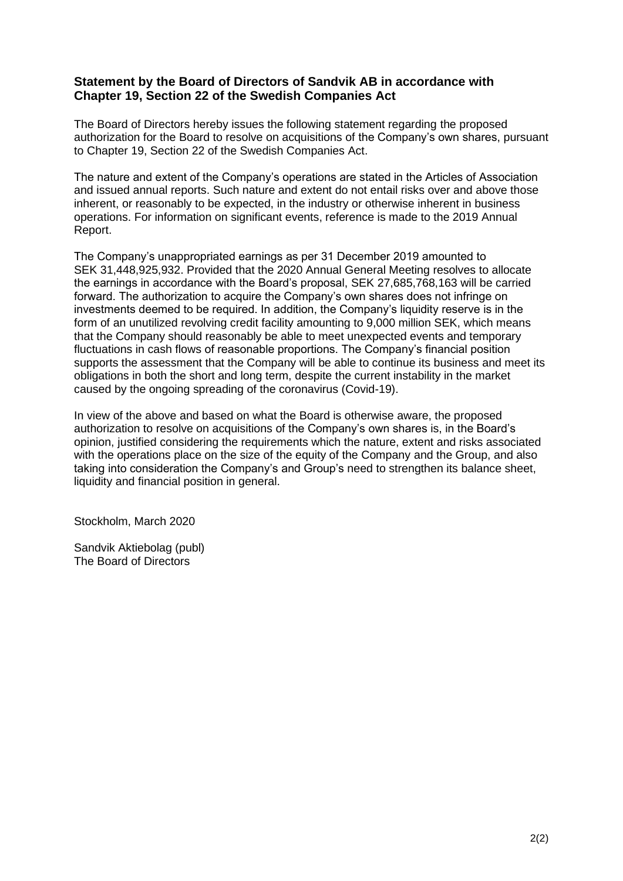## Statement by the Board of Directors of Sandvik AB in accordance with Chapter 19, Section 22 of the Swedish Companies Act

The Board of Directors hereby issues the following statement regarding the proposed authorization for the Board to resolve on acquisitions of the Company's own shares, pursuant to Chapter 19, Section 22 of the Swedish Companies Act.

The nature and extent of the Company's operations are stated in the Articles of Association and issued annual reports. Such nature and extent do not entail risks over and above those inherent, or reasonably to be expected, in the industry or otherwise inherent in business operations. For information on significant events, reference is made to the 2019 Annual Report.

The Company's unappropriated earnings as per 31 December 2019 amounted to SEK 31,448,925,932. Provided that the 2020 Annual General Meeting resolves to allocate the earnings in accordance with the Board's proposal, SEK 27,685,768,163 will be carried forward. The authorization to acquire the Company's own shares does not infringe on investments deemed to be required. In addition, the Company's liquidity reserve is in the form of an unutilized revolving credit facility amounting to 9,000 million SEK, which means that the Company should reasonably be able to meet unexpected events and temporary fluctuations in cash flows of reasonable proportions. The Company's financial position supports the assessment that the Company will be able to continue its business and meet its obligations in both the short and long term, despite the current instability in the market caused by the ongoing spreading of the coronavirus (Covid-19).

In view of the above and based on what the Board is otherwise aware, the proposed authorization to resolve on acquisitions of the Company's own shares is, in the Board's opinion, justified considering the requirements which the nature, extent and risks associated with the operations place on the size of the equity of the Company and the Group, and also taking into consideration the Company's and Group's need to strengthen its balance sheet, liquidity and financial position in general.

Stockholm, March 2020

Sandvik Aktiebolag (publ)
The Board of Directors